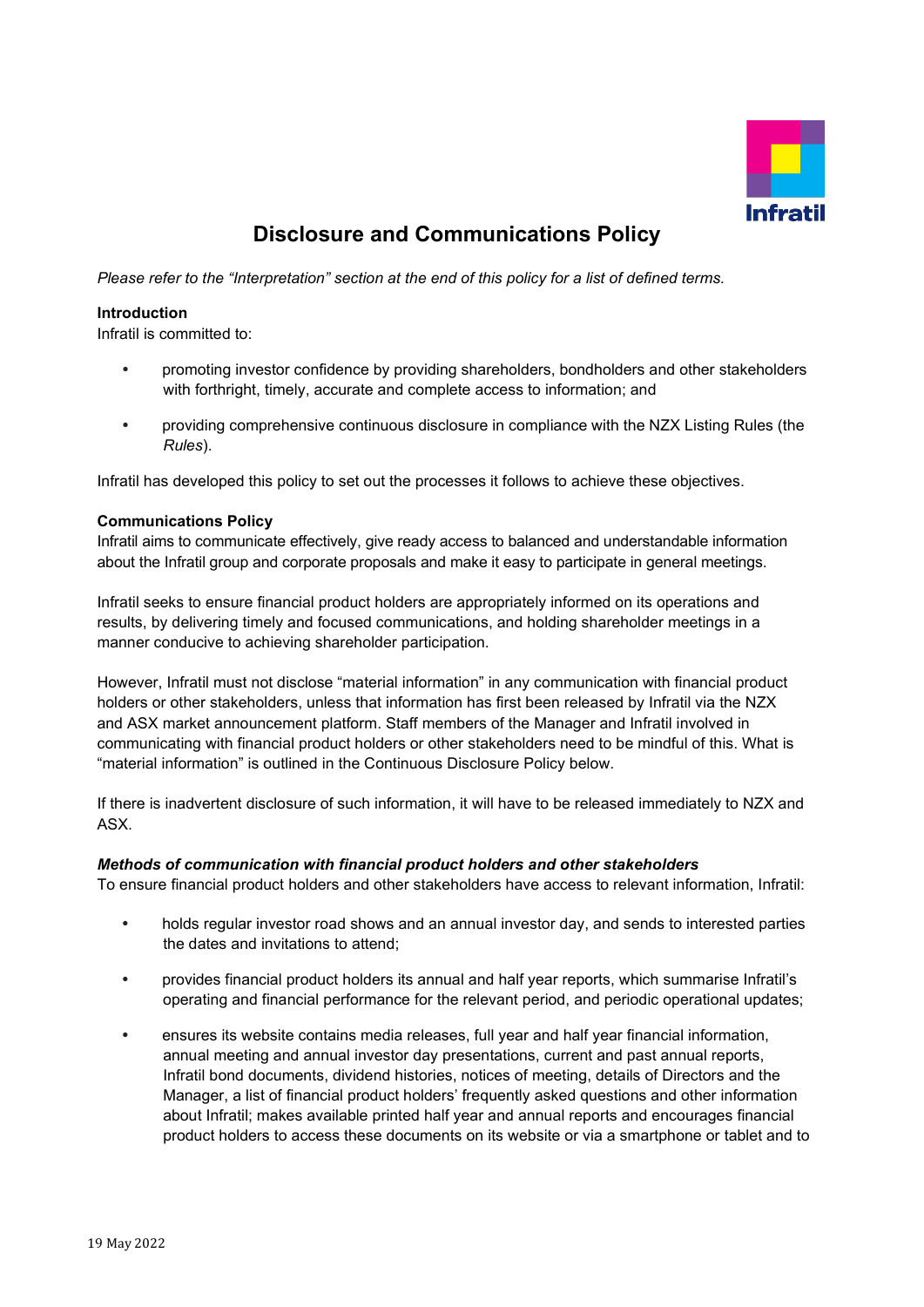# Disclosure and Communications Policy

*Please refer to the "Interpretation" section at the end of this policy for a list of defined terms.*

**Introduction**

Infratil is committed to:

- promoting investor confidence by providing shareholders, bondholders and other stakeholders with forthright, timely, accurate and complete access to information; and
- providing comprehensive continuous disclosure in compliance with the NZX Listing Rules (the *Rules*).

Infratil has developed this policy to set out the processes it follows to achieve these objectives.

**Communications Policy**

Infratil aims to communicate effectively, give ready access to balanced and understandable information about the Infratil group and corporate proposals and make it easy to participate in general meetings.

Infratil seeks to ensure financial product holders are appropriately informed on its operations and results, by delivering timely and focused communications, and holding shareholder meetings in a manner conducive to achieving shareholder participation.

However, Infratil must not disclose "material information" in any communication with financial product holders or other stakeholders, unless that information has first been released by Infratil via the NZX and ASX market announcement platform. Staff members of the Manager and Infratil involved in communicating with financial product holders or other stakeholders need to be mindful of this. What is "material information" is outlined in the Continuous Disclosure Policy below.

If there is inadvertent disclosure of such information, it will have to be released immediately to NZX and ASX.

***Methods of communication with financial product holders and other stakeholders***

To ensure financial product holders and other stakeholders have access to relevant information, Infratil:

- holds regular investor road shows and an annual investor day, and sends to interested parties the dates and invitations to attend;
- provides financial product holders its annual and half year reports, which summarise Infratil's operating and financial performance for the relevant period, and periodic operational updates;
- ensures its website contains media releases, full year and half year financial information, annual meeting and annual investor day presentations, current and past annual reports, Infratil bond documents, dividend histories, notices of meeting, details of Directors and the Manager, a list of financial product holders' frequently asked questions and other information about Infratil; makes available printed half year and annual reports and encourages financial product holders to access these documents on its website or via a smartphone or tablet and to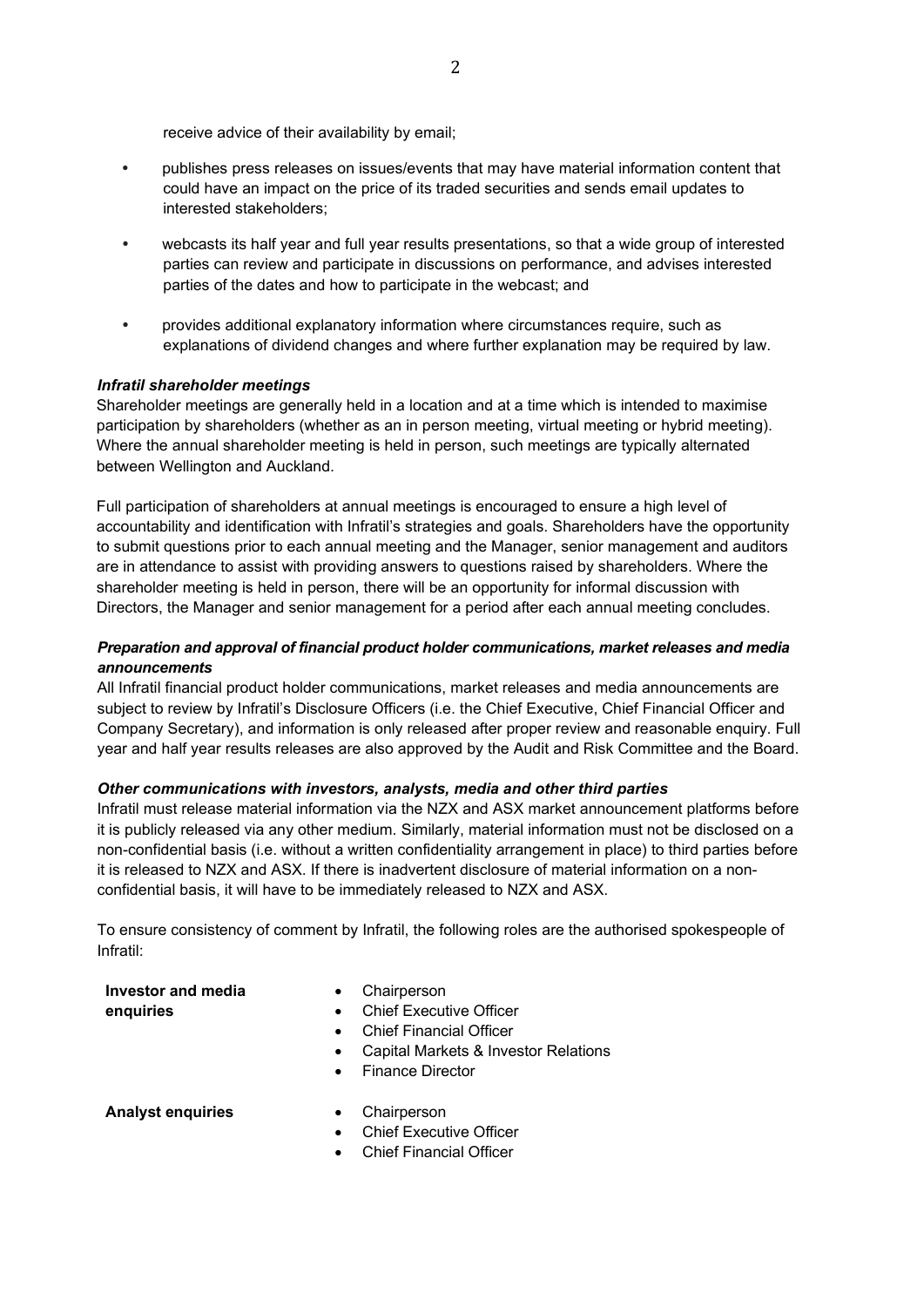receive advice of their availability by email;

- publishes press releases on issues/events that may have material information content that could have an impact on the price of its traded securities and sends email updates to interested stakeholders;
- webcasts its half year and full year results presentations, so that a wide group of interested parties can review and participate in discussions on performance, and advises interested parties of the dates and how to participate in the webcast; and
- provides additional explanatory information where circumstances require, such as explanations of dividend changes and where further explanation may be required by law.

***Infratil shareholder meetings***

Shareholder meetings are generally held in a location and at a time which is intended to maximise participation by shareholders (whether as an in person meeting, virtual meeting or hybrid meeting). Where the annual shareholder meeting is held in person, such meetings are typically alternated between Wellington and Auckland.

Full participation of shareholders at annual meetings is encouraged to ensure a high level of accountability and identification with Infratil's strategies and goals. Shareholders have the opportunity to submit questions prior to each annual meeting and the Manager, senior management and auditors are in attendance to assist with providing answers to questions raised by shareholders. Where the shareholder meeting is held in person, there will be an opportunity for informal discussion with Directors, the Manager and senior management for a period after each annual meeting concludes.

***Preparation and approval of financial product holder communications, market releases and media announcements***

All Infratil financial product holder communications, market releases and media announcements are subject to review by Infratil's Disclosure Officers (i.e. the Chief Executive, Chief Financial Officer and Company Secretary), and information is only released after proper review and reasonable enquiry. Full year and half year results releases are also approved by the Audit and Risk Committee and the Board.

***Other communications with investors, analysts, media and other third parties***

Infratil must release material information via the NZX and ASX market announcement platforms before it is publicly released via any other medium. Similarly, material information must not be disclosed on a non-confidential basis (i.e. without a written confidentiality arrangement in place) to third parties before it is released to NZX and ASX. If there is inadvertent disclosure of material information on a non-confidential basis, it will have to be immediately released to NZX and ASX.

To ensure consistency of comment by Infratil, the following roles are the authorised spokespeople of Infratil:

**Investor and media enquiries**

- Chairperson
- Chief Executive Officer
- Chief Financial Officer
- Capital Markets & Investor Relations
- Finance Director

**Analyst enquiries**

- Chairperson
- Chief Executive Officer
- Chief Financial Officer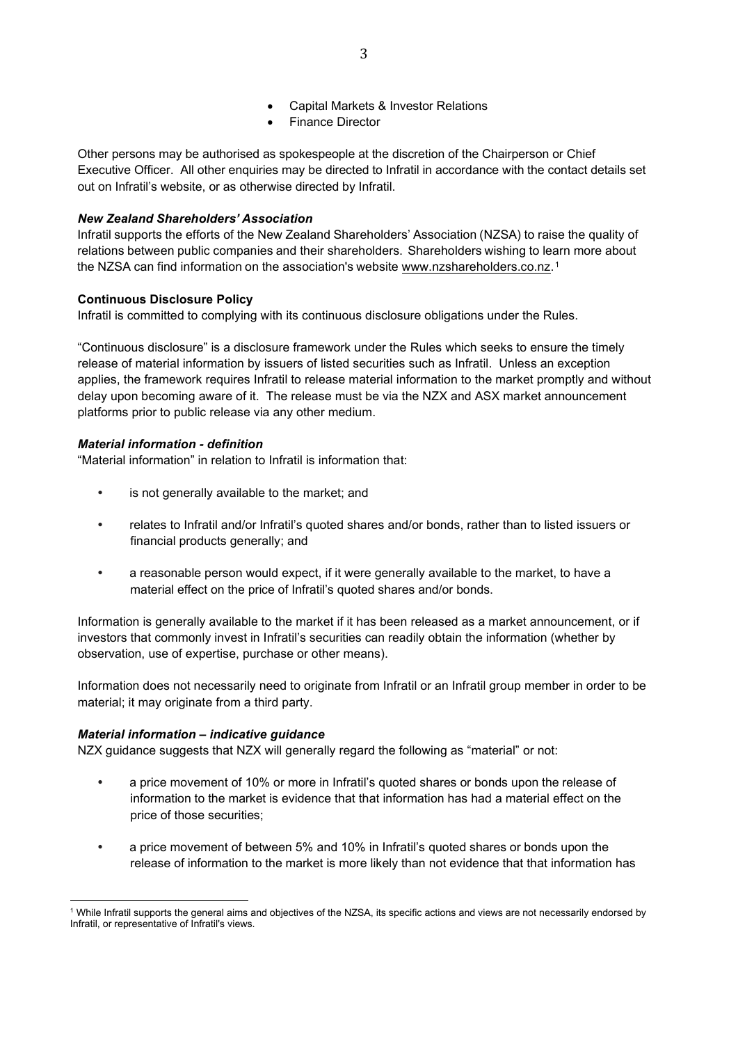- Capital Markets & Investor Relations
- Finance Director

Other persons may be authorised as spokespeople at the discretion of the Chairperson or Chief Executive Officer. All other enquiries may be directed to Infratil in accordance with the contact details set out on Infratil's website, or as otherwise directed by Infratil.

***New Zealand Shareholders' Association***

Infratil supports the efforts of the New Zealand Shareholders' Association (NZSA) to raise the quality of relations between public companies and their shareholders. Shareholders wishing to learn more about the NZSA can find information on the association's website www.nzshareholders.co.nz.[1]

**Continuous Disclosure Policy**

Infratil is committed to complying with its continuous disclosure obligations under the Rules.

"Continuous disclosure" is a disclosure framework under the Rules which seeks to ensure the timely release of material information by issuers of listed securities such as Infratil. Unless an exception applies, the framework requires Infratil to release material information to the market promptly and without delay upon becoming aware of it. The release must be via the NZX and ASX market announcement platforms prior to public release via any other medium.

***Material information - definition***

"Material information" in relation to Infratil is information that:

- is not generally available to the market; and
- relates to Infratil and/or Infratil's quoted shares and/or bonds, rather than to listed issuers or financial products generally; and
- a reasonable person would expect, if it were generally available to the market, to have a material effect on the price of Infratil's quoted shares and/or bonds.

Information is generally available to the market if it has been released as a market announcement, or if investors that commonly invest in Infratil's securities can readily obtain the information (whether by observation, use of expertise, purchase or other means).

Information does not necessarily need to originate from Infratil or an Infratil group member in order to be material; it may originate from a third party.

***Material information – indicative guidance***

NZX guidance suggests that NZX will generally regard the following as "material" or not:

- a price movement of 10% or more in Infratil's quoted shares or bonds upon the release of information to the market is evidence that that information has had a material effect on the price of those securities;
- a price movement of between 5% and 10% in Infratil's quoted shares or bonds upon the release of information to the market is more likely than not evidence that that information has

[1] While Infratil supports the general aims and objectives of the NZSA, its specific actions and views are not necessarily endorsed by Infratil, or representative of Infratil's views.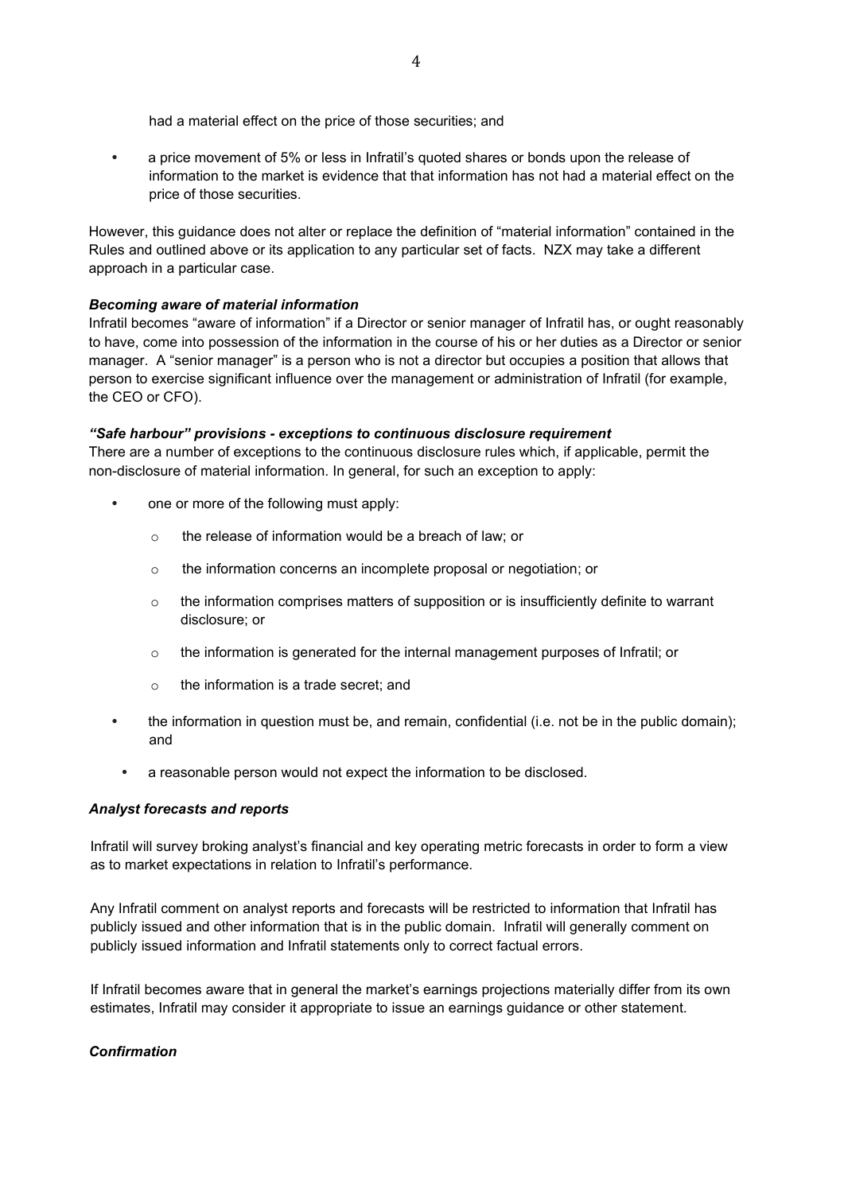had a material effect on the price of those securities; and

- a price movement of 5% or less in Infratil's quoted shares or bonds upon the release of information to the market is evidence that that information has not had a material effect on the price of those securities.

However, this guidance does not alter or replace the definition of "material information" contained in the Rules and outlined above or its application to any particular set of facts. NZX may take a different approach in a particular case.

***Becoming aware of material information***

Infratil becomes "aware of information" if a Director or senior manager of Infratil has, or ought reasonably to have, come into possession of the information in the course of his or her duties as a Director or senior manager. A "senior manager" is a person who is not a director but occupies a position that allows that person to exercise significant influence over the management or administration of Infratil (for example, the CEO or CFO).

***"Safe harbour" provisions - exceptions to continuous disclosure requirement***

There are a number of exceptions to the continuous disclosure rules which, if applicable, permit the non-disclosure of material information. In general, for such an exception to apply:

- one or more of the following must apply:
  - the release of information would be a breach of law; or
  - the information concerns an incomplete proposal or negotiation; or
  - the information comprises matters of supposition or is insufficiently definite to warrant disclosure; or
  - the information is generated for the internal management purposes of Infratil; or
  - the information is a trade secret; and
- the information in question must be, and remain, confidential (i.e. not be in the public domain); and
- a reasonable person would not expect the information to be disclosed.

***Analyst forecasts and reports***

Infratil will survey broking analyst's financial and key operating metric forecasts in order to form a view as to market expectations in relation to Infratil's performance.

Any Infratil comment on analyst reports and forecasts will be restricted to information that Infratil has publicly issued and other information that is in the public domain. Infratil will generally comment on publicly issued information and Infratil statements only to correct factual errors.

If Infratil becomes aware that in general the market's earnings projections materially differ from its own estimates, Infratil may consider it appropriate to issue an earnings guidance or other statement.

***Confirmation***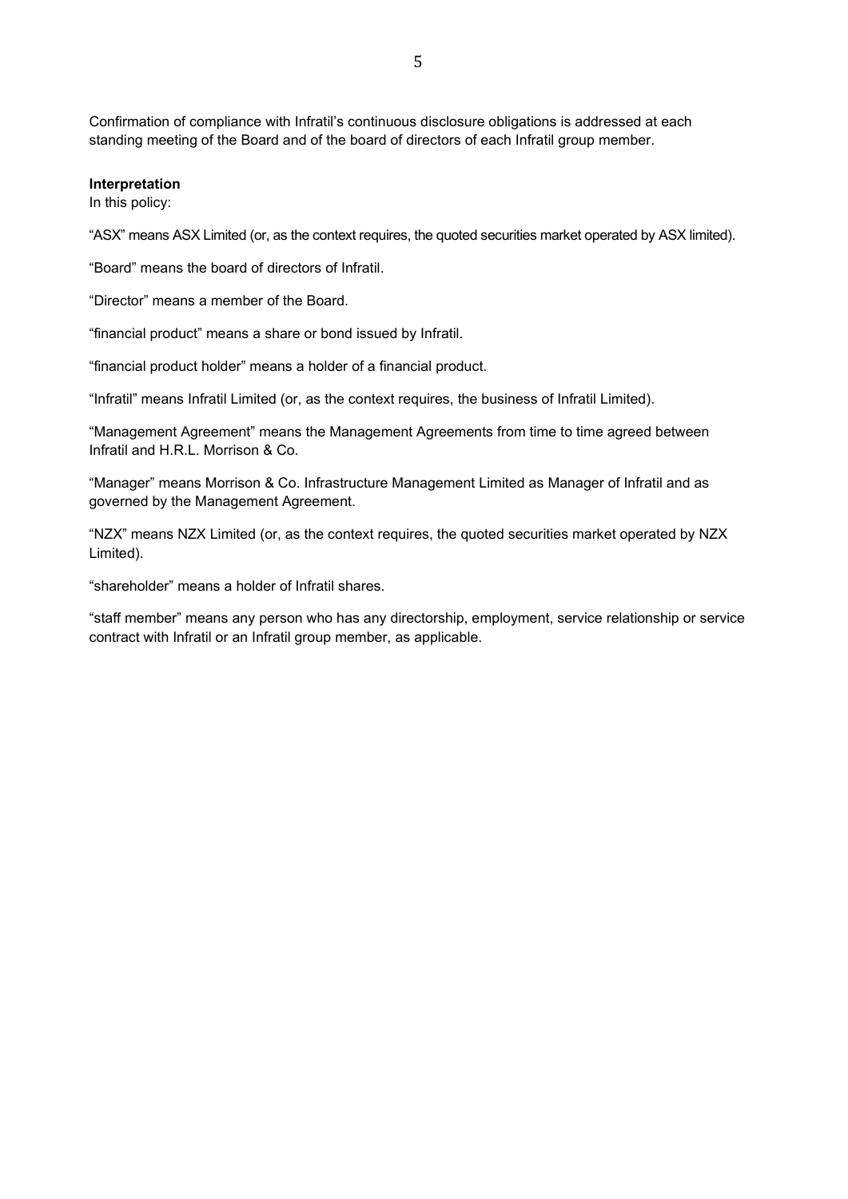Confirmation of compliance with Infratil's continuous disclosure obligations is addressed at each standing meeting of the Board and of the board of directors of each Infratil group member.

**Interpretation**

In this policy:

"ASX" means ASX Limited (or, as the context requires, the quoted securities market operated by ASX limited).

"Board" means the board of directors of Infratil.

"Director" means a member of the Board.

"financial product" means a share or bond issued by Infratil.

"financial product holder" means a holder of a financial product.

"Infratil" means Infratil Limited (or, as the context requires, the business of Infratil Limited).

"Management Agreement" means the Management Agreements from time to time agreed between Infratil and H.R.L. Morrison & Co.

"Manager" means Morrison & Co. Infrastructure Management Limited as Manager of Infratil and as governed by the Management Agreement.

"NZX" means NZX Limited (or, as the context requires, the quoted securities market operated by NZX Limited).

"shareholder" means a holder of Infratil shares.

"staff member" means any person who has any directorship, employment, service relationship or service contract with Infratil or an Infratil group member, as applicable.